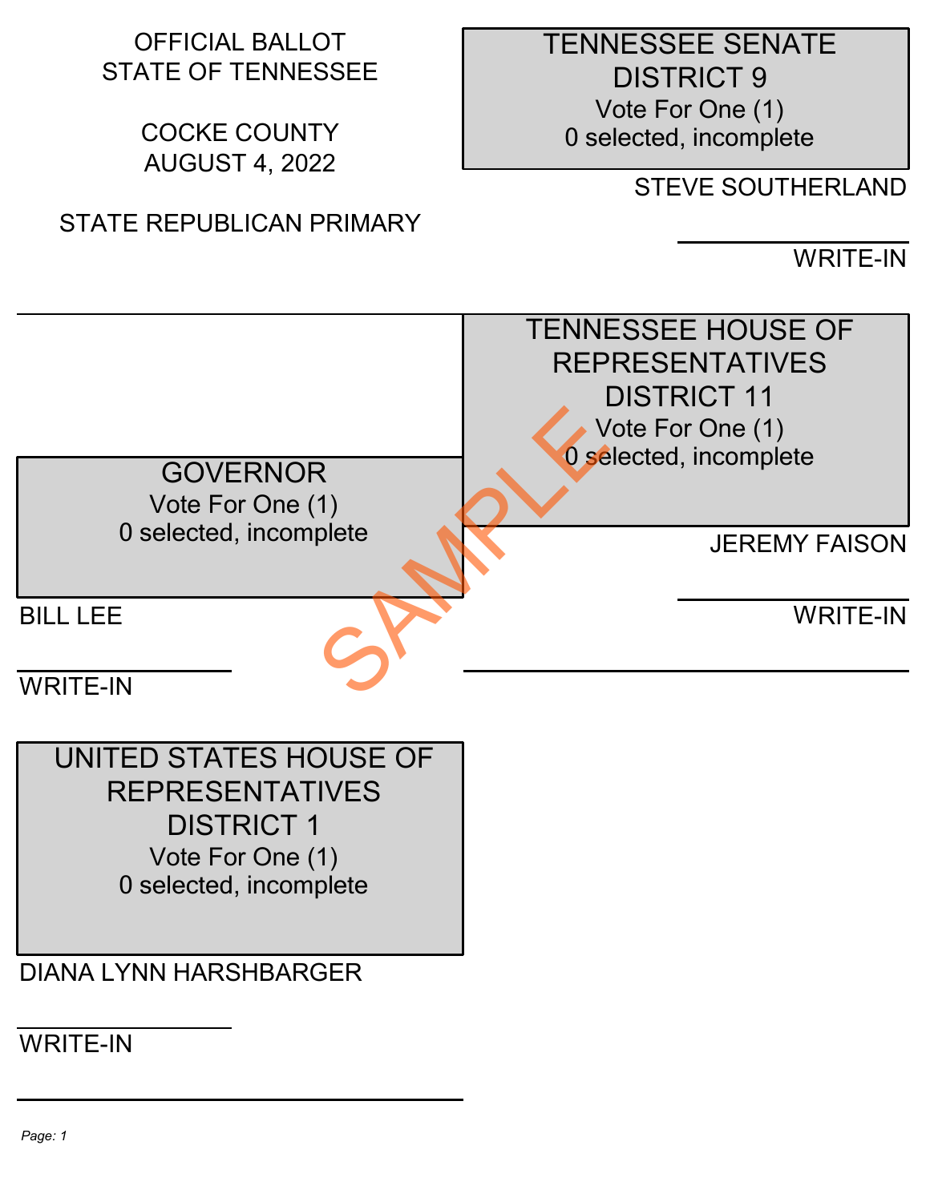OFFICIAL BALLOT
STATE OF TENNESSEE

COCKE COUNTY
AUGUST 4, 2022

STATE REPUBLICAN PRIMARY

## GOVERNOR
Vote For One (1)
0 selected, incomplete

BILL LEE

WRITE-IN

## UNITED STATES HOUSE OF REPRESENTATIVES DISTRICT 1
Vote For One (1)
0 selected, incomplete

DIANA LYNN HARSHBARGER

WRITE-IN

## TENNESSEE SENATE DISTRICT 9
Vote For One (1)
0 selected, incomplete

STEVE SOUTHERLAND

WRITE-IN

## TENNESSEE HOUSE OF REPRESENTATIVES DISTRICT 11
Vote For One (1)
0 selected, incomplete

JEREMY FAISON

WRITE-IN

SAMPLE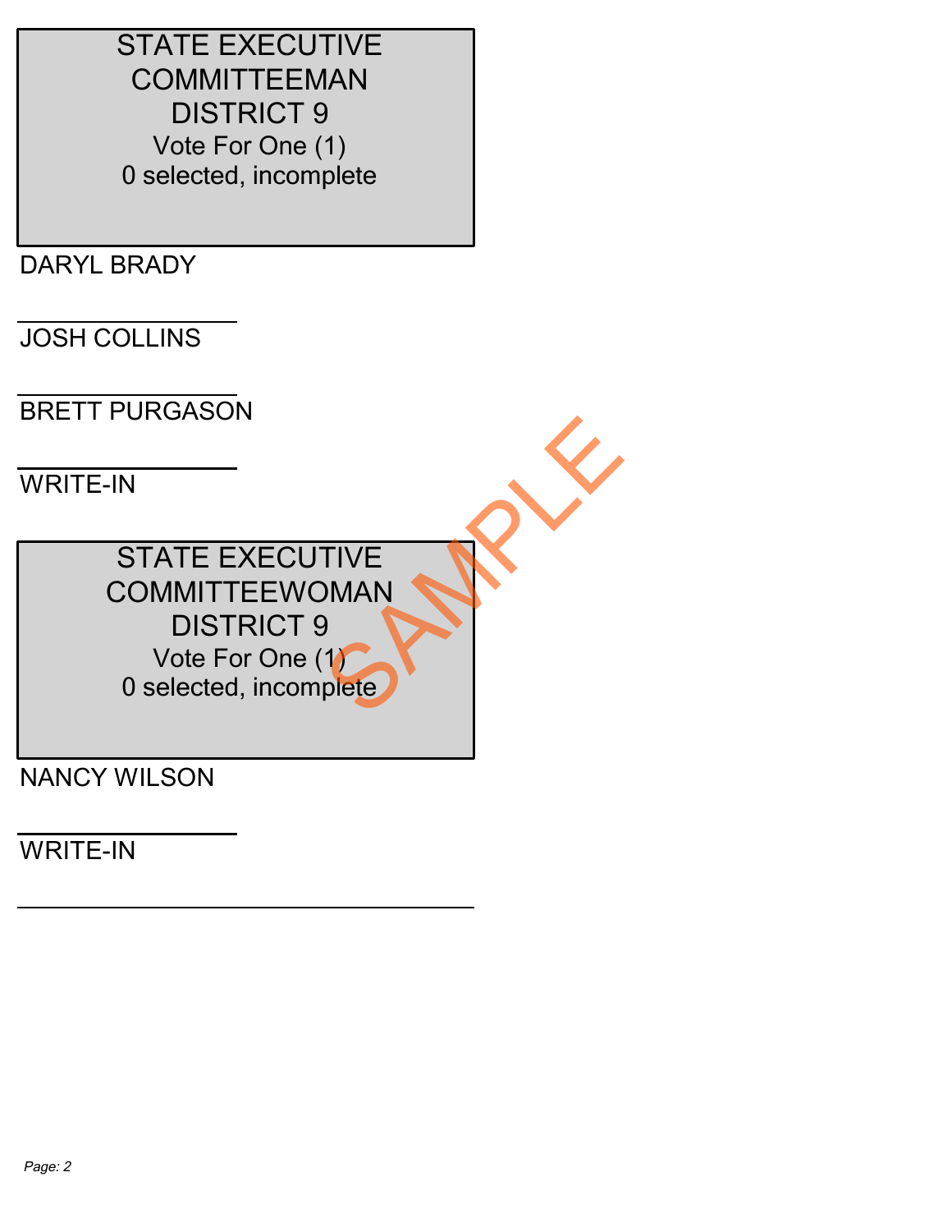## STATE EXECUTIVE COMMITTEEMAN DISTRICT 9

Vote For One (1)

0 selected, incomplete

DARYL BRADY

JOSH COLLINS

BRETT PURGASON

WRITE-IN

## STATE EXECUTIVE COMMITTEEWOMAN DISTRICT 9

Vote For One (1)

0 selected, incomplete

NANCY WILSON

WRITE-IN

SAMPLE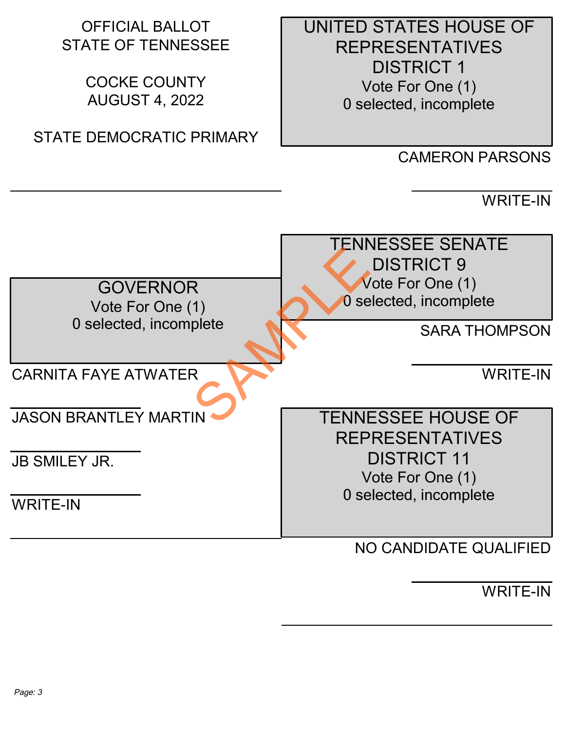OFFICIAL BALLOT
STATE OF TENNESSEE

COCKE COUNTY
AUGUST 4, 2022

STATE DEMOCRATIC PRIMARY

## GOVERNOR

Vote For One (1)
0 selected, incomplete

- CARNITA FAYE ATWATER
- JASON BRANTLEY MARTIN
- JB SMILEY JR.
- WRITE-IN

## UNITED STATES HOUSE OF REPRESENTATIVES DISTRICT 1

Vote For One (1)
0 selected, incomplete

- CAMERON PARSONS
- WRITE-IN

## TENNESSEE SENATE DISTRICT 9

Vote For One (1)
0 selected, incomplete

- SARA THOMPSON
- WRITE-IN

## TENNESSEE HOUSE OF REPRESENTATIVES DISTRICT 11

Vote For One (1)
0 selected, incomplete

- NO CANDIDATE QUALIFIED
- WRITE-IN

SAMPLE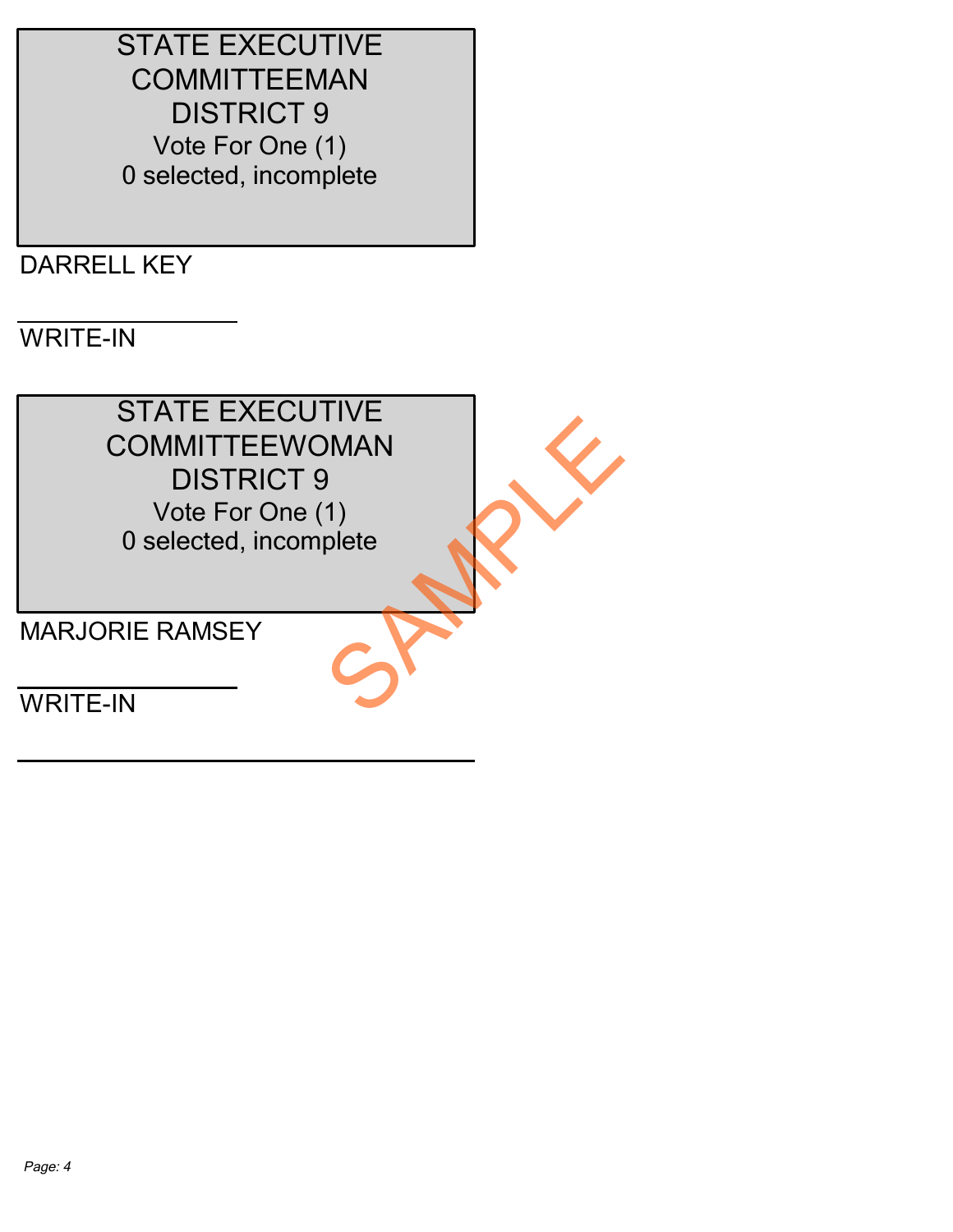## STATE EXECUTIVE COMMITTEEMAN DISTRICT 9

Vote For One (1)

0 selected, incomplete

DARRELL KEY

WRITE-IN

## STATE EXECUTIVE COMMITTEEWOMAN DISTRICT 9

Vote For One (1)

0 selected, incomplete

MARJORIE RAMSEY

WRITE-IN

SAMPLE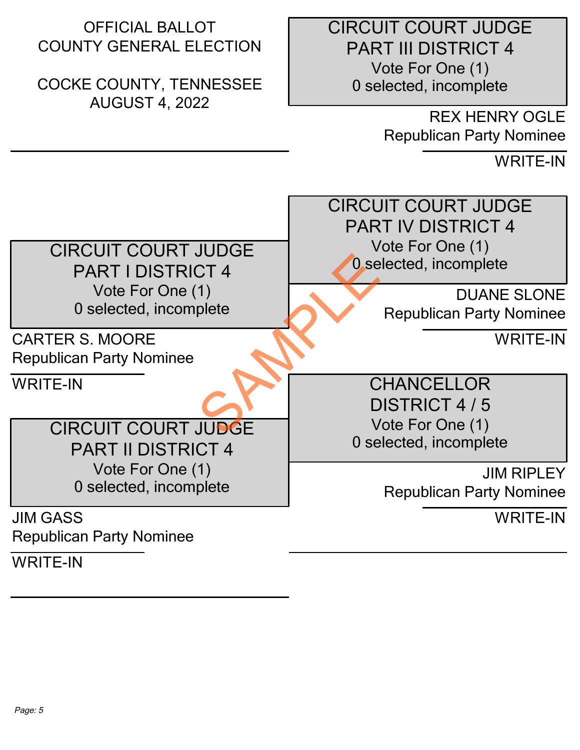OFFICIAL BALLOT
COUNTY GENERAL ELECTION

COCKE COUNTY, TENNESSEE
AUGUST 4, 2022

## CIRCUIT COURT JUDGE PART I DISTRICT 4

Vote For One (1)
0 selected, incomplete

CARTER S. MOORE
Republican Party Nominee

WRITE-IN

## CIRCUIT COURT JUDGE PART II DISTRICT 4

Vote For One (1)
0 selected, incomplete

JIM GASS
Republican Party Nominee

WRITE-IN

## CIRCUIT COURT JUDGE PART III DISTRICT 4

Vote For One (1)
0 selected, incomplete

REX HENRY OGLE
Republican Party Nominee

WRITE-IN

## CIRCUIT COURT JUDGE PART IV DISTRICT 4

Vote For One (1)
0 selected, incomplete

DUANE SLONE
Republican Party Nominee

WRITE-IN

## CHANCELLOR DISTRICT 4 / 5

Vote For One (1)
0 selected, incomplete

JIM RIPLEY
Republican Party Nominee

WRITE-IN

SAMPLE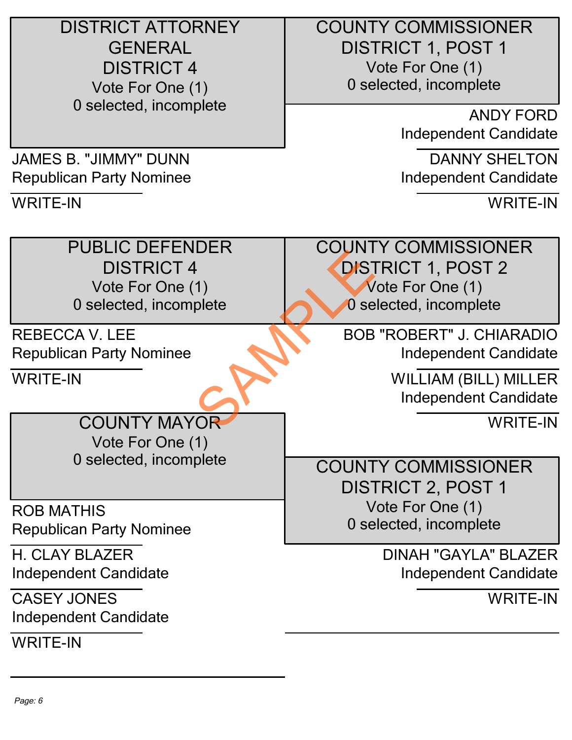## DISTRICT ATTORNEY GENERAL DISTRICT 4

Vote For One (1)

0 selected, incomplete

JAMES B. "JIMMY" DUNN
Republican Party Nominee

WRITE-IN

## PUBLIC DEFENDER DISTRICT 4

Vote For One (1)

0 selected, incomplete

REBECCA V. LEE
Republican Party Nominee

WRITE-IN

## COUNTY MAYOR

Vote For One (1)

0 selected, incomplete

ROB MATHIS
Republican Party Nominee

H. CLAY BLAZER
Independent Candidate

CASEY JONES
Independent Candidate

WRITE-IN

## COUNTY COMMISSIONER DISTRICT 1, POST 1

Vote For One (1)

0 selected, incomplete

ANDY FORD
Independent Candidate

DANNY SHELTON
Independent Candidate

WRITE-IN

## COUNTY COMMISSIONER DISTRICT 1, POST 2

Vote For One (1)

0 selected, incomplete

BOB "ROBERT" J. CHIARADIO
Independent Candidate

WILLIAM (BILL) MILLER
Independent Candidate

WRITE-IN

## COUNTY COMMISSIONER DISTRICT 2, POST 1

Vote For One (1)

0 selected, incomplete

DINAH "GAYLA" BLAZER
Independent Candidate

WRITE-IN

SAMPLE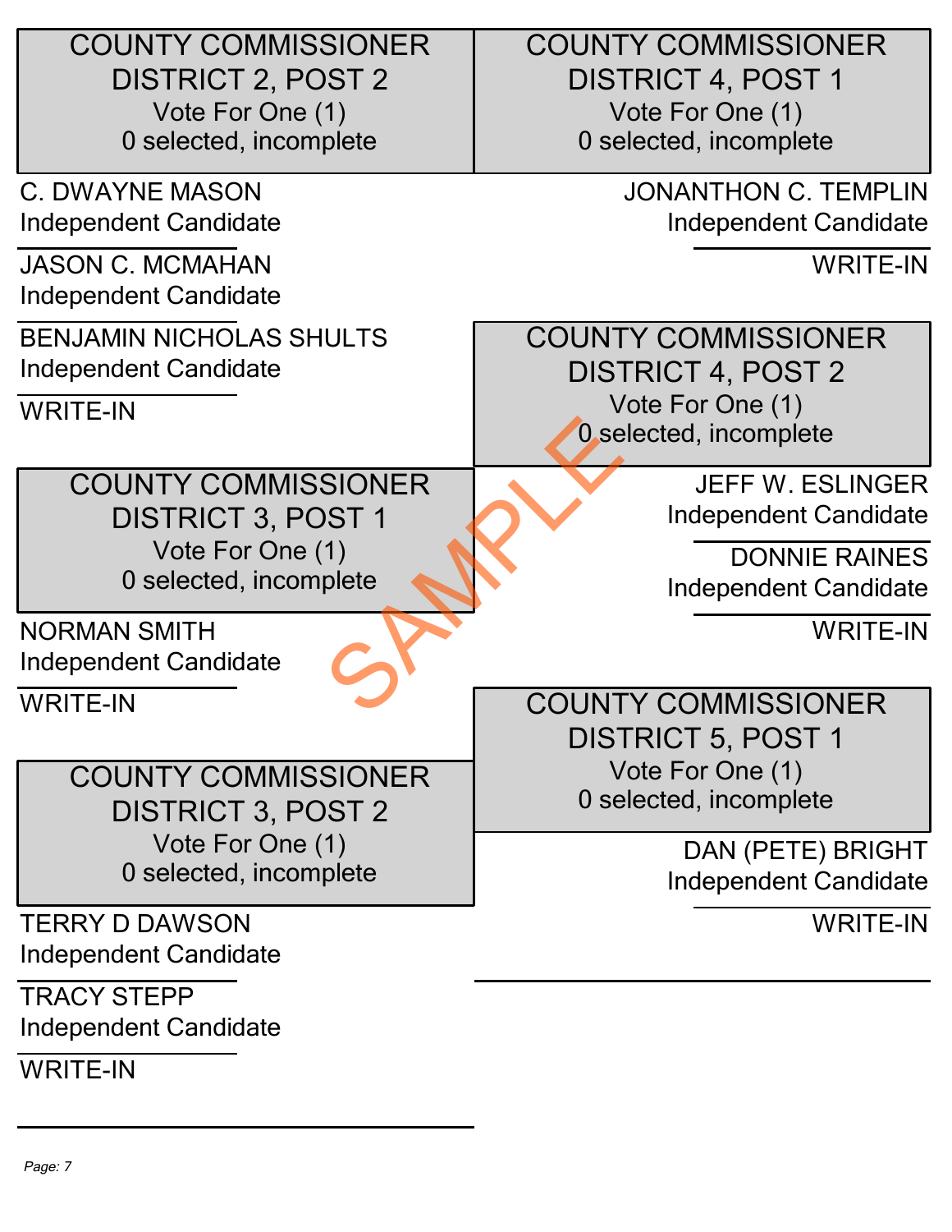## COUNTY COMMISSIONER DISTRICT 2, POST 2

Vote For One (1)

0 selected, incomplete

C. DWAYNE MASON
Independent Candidate

JASON C. MCMAHAN
Independent Candidate

BENJAMIN NICHOLAS SHULTS
Independent Candidate

WRITE-IN

## COUNTY COMMISSIONER DISTRICT 3, POST 1

Vote For One (1)

0 selected, incomplete

NORMAN SMITH
Independent Candidate

WRITE-IN

## COUNTY COMMISSIONER DISTRICT 3, POST 2

Vote For One (1)

0 selected, incomplete

TERRY D DAWSON
Independent Candidate

TRACY STEPP
Independent Candidate

WRITE-IN

## COUNTY COMMISSIONER DISTRICT 4, POST 1

Vote For One (1)

0 selected, incomplete

JONANTHON C. TEMPLIN
Independent Candidate

WRITE-IN

## COUNTY COMMISSIONER DISTRICT 4, POST 2

Vote For One (1)

0 selected, incomplete

JEFF W. ESLINGER
Independent Candidate

DONNIE RAINES
Independent Candidate

WRITE-IN

## COUNTY COMMISSIONER DISTRICT 5, POST 1

Vote For One (1)

0 selected, incomplete

DAN (PETE) BRIGHT
Independent Candidate

WRITE-IN

SAMPLE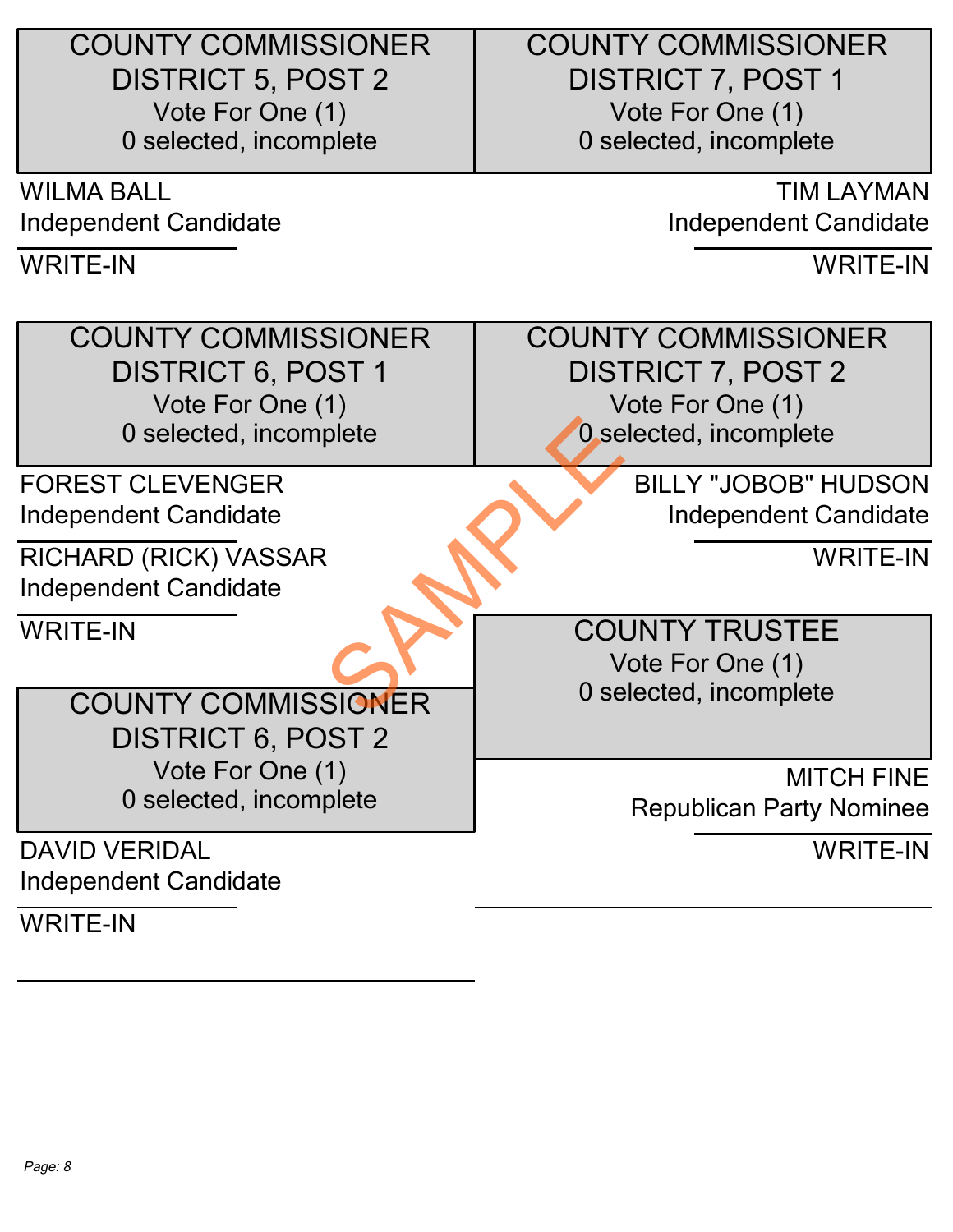## COUNTY COMMISSIONER DISTRICT 5, POST 2

Vote For One (1)
0 selected, incomplete

WILMA BALL
Independent Candidate

WRITE-IN

## COUNTY COMMISSIONER DISTRICT 6, POST 1

Vote For One (1)
0 selected, incomplete

FOREST CLEVENGER
Independent Candidate

RICHARD (RICK) VASSAR
Independent Candidate

WRITE-IN

## COUNTY COMMISSIONER DISTRICT 6, POST 2

Vote For One (1)
0 selected, incomplete

DAVID VERIDAL
Independent Candidate

WRITE-IN

## COUNTY COMMISSIONER DISTRICT 7, POST 1

Vote For One (1)
0 selected, incomplete

TIM LAYMAN
Independent Candidate

WRITE-IN

## COUNTY COMMISSIONER DISTRICT 7, POST 2

Vote For One (1)
0 selected, incomplete

BILLY "JOBOB" HUDSON
Independent Candidate

WRITE-IN

## COUNTY TRUSTEE

Vote For One (1)
0 selected, incomplete

MITCH FINE
Republican Party Nominee

WRITE-IN

SAMPLE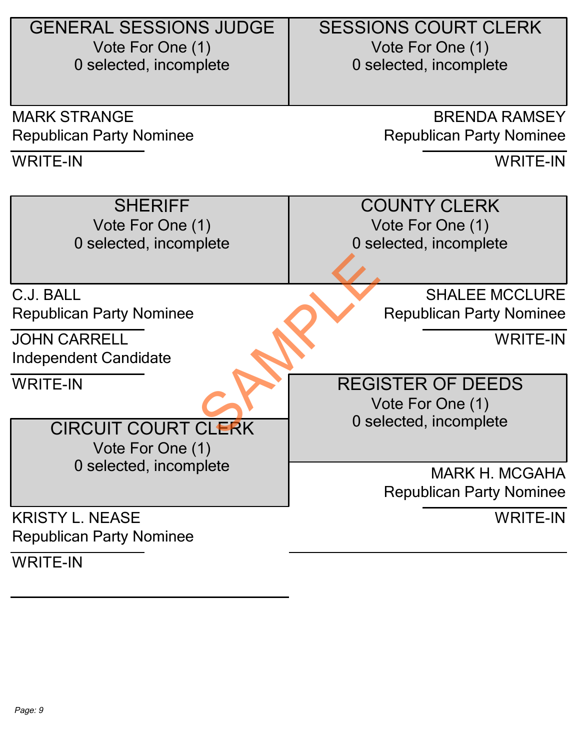## GENERAL SESSIONS JUDGE

Vote For One (1)

0 selected, incomplete

MARK STRANGE
Republican Party Nominee

WRITE-IN

## SESSIONS COURT CLERK

Vote For One (1)

0 selected, incomplete

BRENDA RAMSEY
Republican Party Nominee

WRITE-IN

## SHERIFF

Vote For One (1)

0 selected, incomplete

C.J. BALL
Republican Party Nominee

JOHN CARRELL
Independent Candidate

WRITE-IN

## COUNTY CLERK

Vote For One (1)

0 selected, incomplete

SHALEE MCCLURE
Republican Party Nominee

WRITE-IN

## CIRCUIT COURT CLERK

Vote For One (1)

0 selected, incomplete

KRISTY L. NEASE
Republican Party Nominee

WRITE-IN

## REGISTER OF DEEDS

Vote For One (1)

0 selected, incomplete

MARK H. MCGAHA
Republican Party Nominee

WRITE-IN

SAMPLE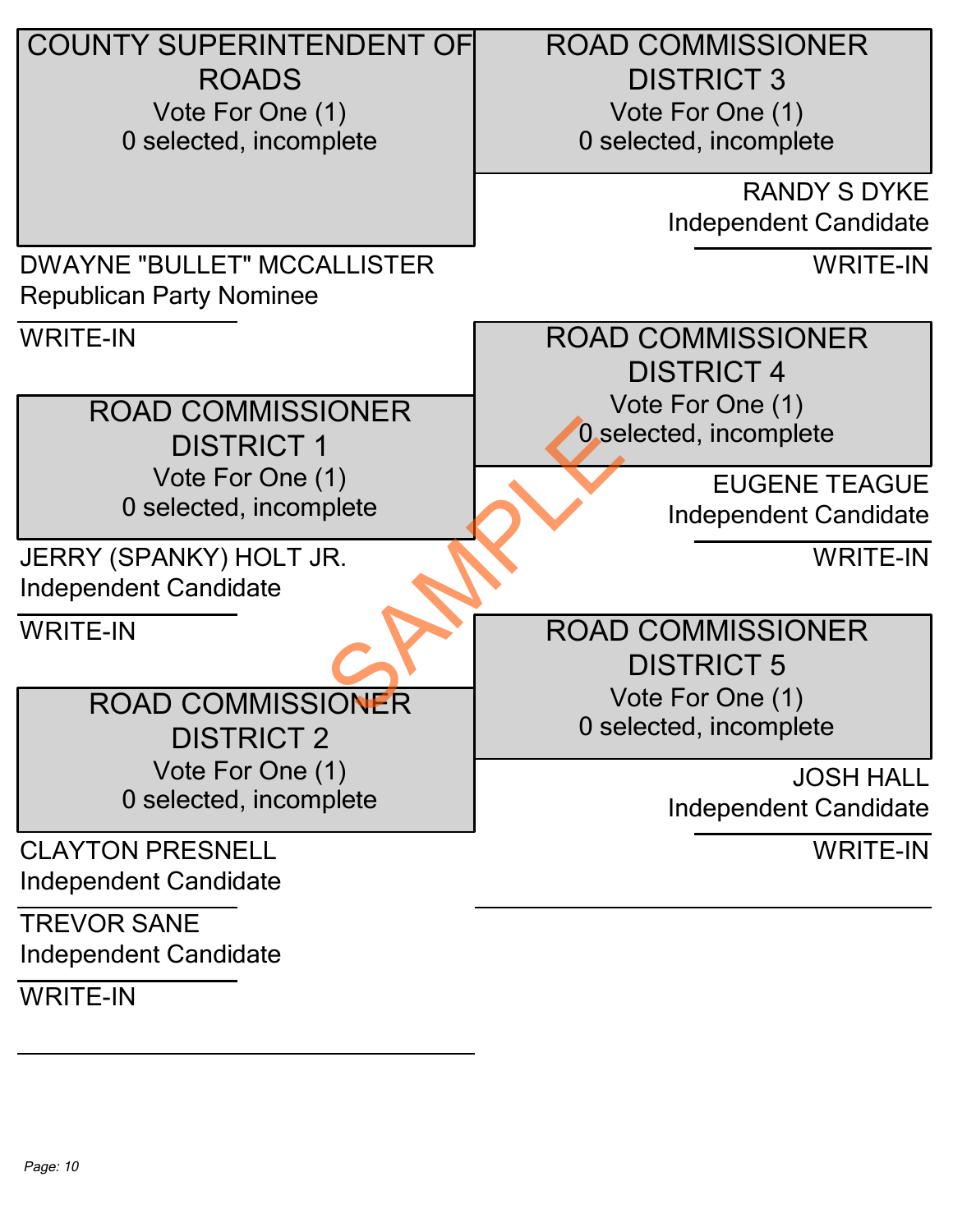## COUNTY SUPERINTENDENT OF ROADS

Vote For One (1)

0 selected, incomplete

DWAYNE "BULLET" MCCALLISTER
Republican Party Nominee

WRITE-IN

## ROAD COMMISSIONER DISTRICT 1

Vote For One (1)

0 selected, incomplete

JERRY (SPANKY) HOLT JR.
Independent Candidate

WRITE-IN

## ROAD COMMISSIONER DISTRICT 2

Vote For One (1)

0 selected, incomplete

CLAYTON PRESNELL
Independent Candidate

TREVOR SANE
Independent Candidate

WRITE-IN

## ROAD COMMISSIONER DISTRICT 3

Vote For One (1)

0 selected, incomplete

RANDY S DYKE
Independent Candidate

WRITE-IN

## ROAD COMMISSIONER DISTRICT 4

Vote For One (1)

0 selected, incomplete

EUGENE TEAGUE
Independent Candidate

WRITE-IN

## ROAD COMMISSIONER DISTRICT 5

Vote For One (1)

0 selected, incomplete

JOSH HALL
Independent Candidate

WRITE-IN

SAMPLE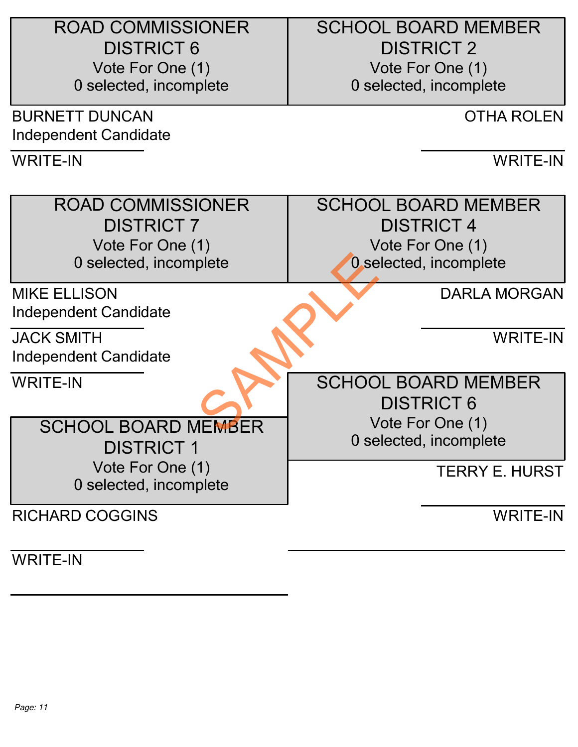## ROAD COMMISSIONER DISTRICT 6

Vote For One (1)

0 selected, incomplete

BURNETT DUNCAN
Independent Candidate

WRITE-IN

## ROAD COMMISSIONER DISTRICT 7

Vote For One (1)

0 selected, incomplete

MIKE ELLISON
Independent Candidate

JACK SMITH
Independent Candidate

WRITE-IN

## SCHOOL BOARD MEMBER DISTRICT 1

Vote For One (1)

0 selected, incomplete

RICHARD COGGINS

WRITE-IN

## SCHOOL BOARD MEMBER DISTRICT 2

Vote For One (1)

0 selected, incomplete

OTHA ROLEN

WRITE-IN

## SCHOOL BOARD MEMBER DISTRICT 4

Vote For One (1)

0 selected, incomplete

DARLA MORGAN

WRITE-IN

## SCHOOL BOARD MEMBER DISTRICT 6

Vote For One (1)

0 selected, incomplete

TERRY E. HURST

WRITE-IN

SAMPLE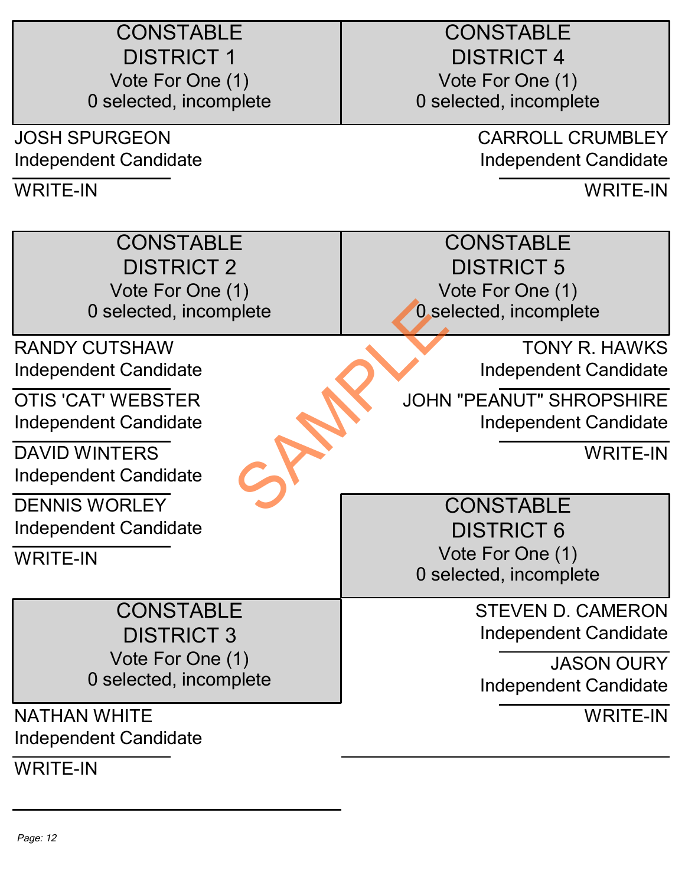## CONSTABLE DISTRICT 1

Vote For One (1)
0 selected, incomplete

JOSH SPURGEON
Independent Candidate

WRITE-IN

## CONSTABLE DISTRICT 2

Vote For One (1)
0 selected, incomplete

RANDY CUTSHAW
Independent Candidate

OTIS 'CAT' WEBSTER
Independent Candidate

DAVID WINTERS
Independent Candidate

DENNIS WORLEY
Independent Candidate

WRITE-IN

## CONSTABLE DISTRICT 3

Vote For One (1)
0 selected, incomplete

NATHAN WHITE
Independent Candidate

WRITE-IN

## CONSTABLE DISTRICT 4

Vote For One (1)
0 selected, incomplete

CARROLL CRUMBLEY
Independent Candidate

WRITE-IN

## CONSTABLE DISTRICT 5

Vote For One (1)
0 selected, incomplete

TONY R. HAWKS
Independent Candidate

JOHN "PEANUT" SHROPSHIRE
Independent Candidate

WRITE-IN

## CONSTABLE DISTRICT 6

Vote For One (1)
0 selected, incomplete

STEVEN D. CAMERON
Independent Candidate

JASON OURY
Independent Candidate

WRITE-IN

SAMPLE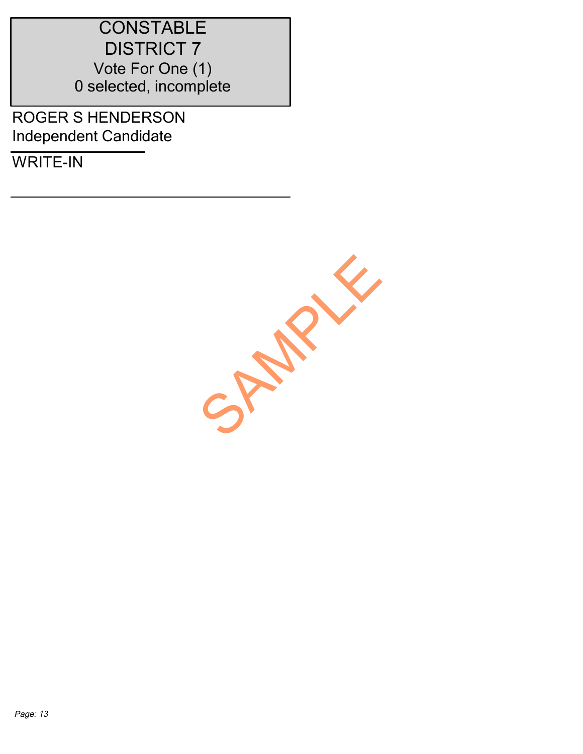## CONSTABLE DISTRICT 7

Vote For One (1)

0 selected, incomplete

ROGER S HENDERSON
Independent Candidate

WRITE-IN

SAMPLE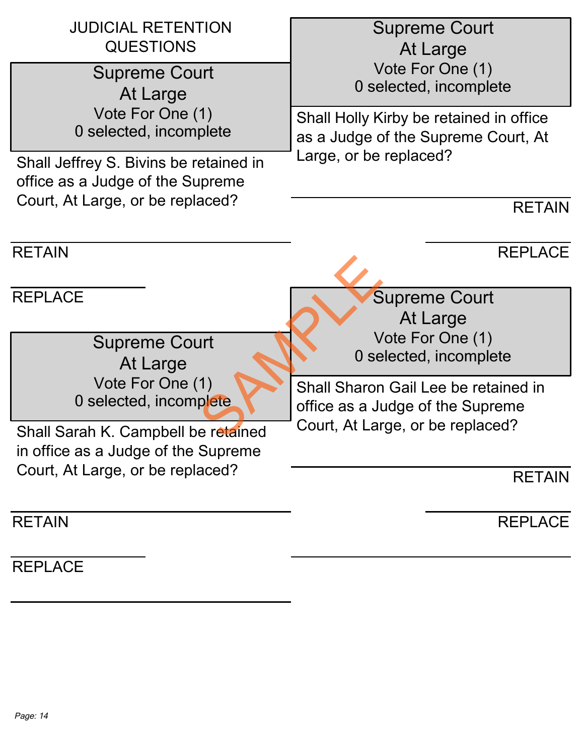## JUDICIAL RETENTION QUESTIONS

### Supreme Court
### At Large

Vote For One (1)

0 selected, incomplete

Shall Jeffrey S. Bivins be retained in office as a Judge of the Supreme Court, At Large, or be replaced?

RETAIN

REPLACE

### Supreme Court
### At Large

Vote For One (1)

0 selected, incomplete

Shall Sarah K. Campbell be retained in office as a Judge of the Supreme Court, At Large, or be replaced?

RETAIN

REPLACE

### Supreme Court
### At Large

Vote For One (1)

0 selected, incomplete

Shall Holly Kirby be retained in office as a Judge of the Supreme Court, At Large, or be replaced?

RETAIN

REPLACE

### Supreme Court
### At Large

Vote For One (1)

0 selected, incomplete

Shall Sharon Gail Lee be retained in office as a Judge of the Supreme Court, At Large, or be replaced?

RETAIN

REPLACE

SAMPLE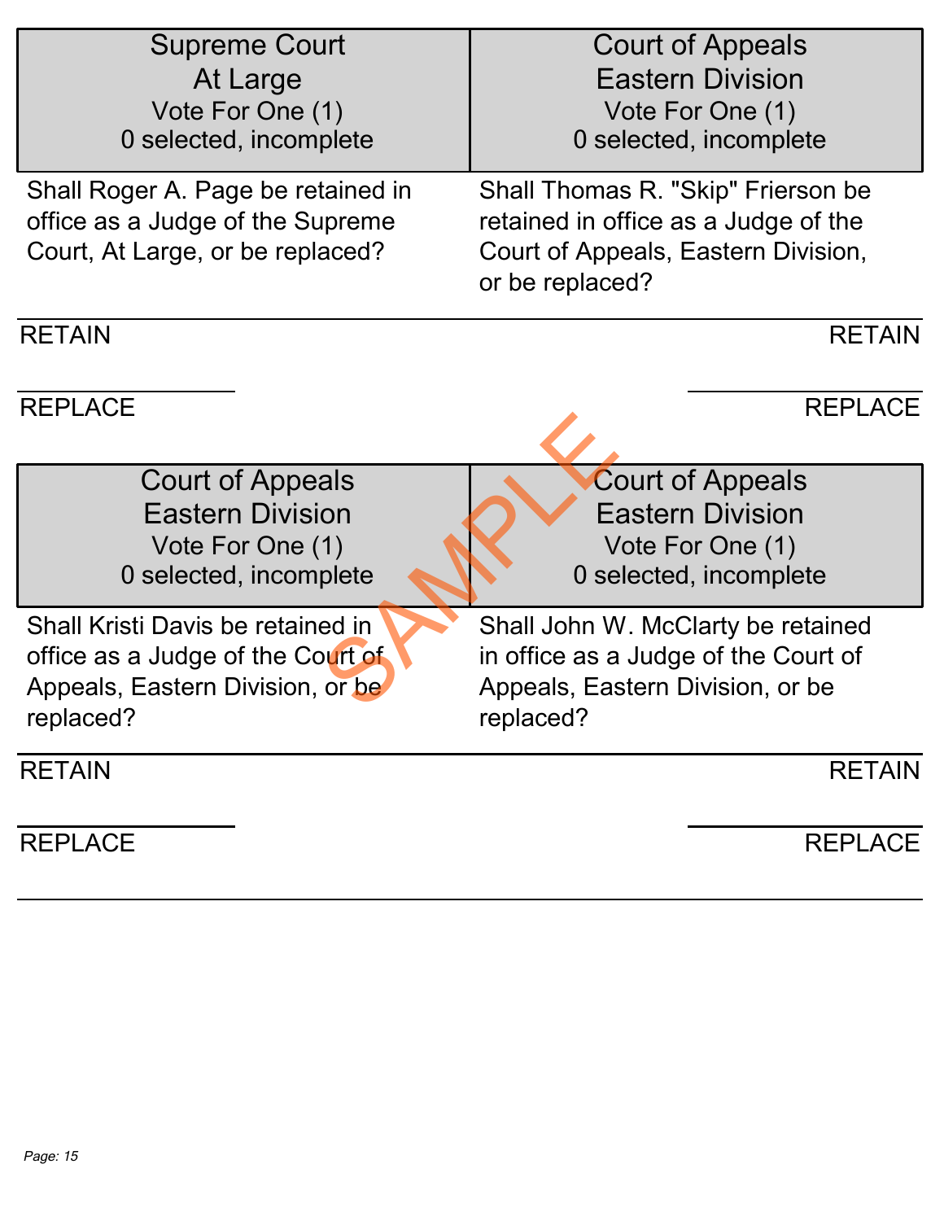## Supreme Court
## At Large

Vote For One (1)

0 selected, incomplete

Shall Roger A. Page be retained in office as a Judge of the Supreme Court, At Large, or be replaced?

RETAIN

REPLACE

## Court of Appeals
## Eastern Division

Vote For One (1)

0 selected, incomplete

Shall Thomas R. "Skip" Frierson be retained in office as a Judge of the Court of Appeals, Eastern Division, or be replaced?

RETAIN

REPLACE

## Court of Appeals
## Eastern Division

Vote For One (1)

0 selected, incomplete

Shall Kristi Davis be retained in office as a Judge of the Court of Appeals, Eastern Division, or be replaced?

RETAIN

REPLACE

## Court of Appeals
## Eastern Division

Vote For One (1)

0 selected, incomplete

Shall John W. McClarty be retained in office as a Judge of the Court of Appeals, Eastern Division, or be replaced?

RETAIN

REPLACE

SAMPLE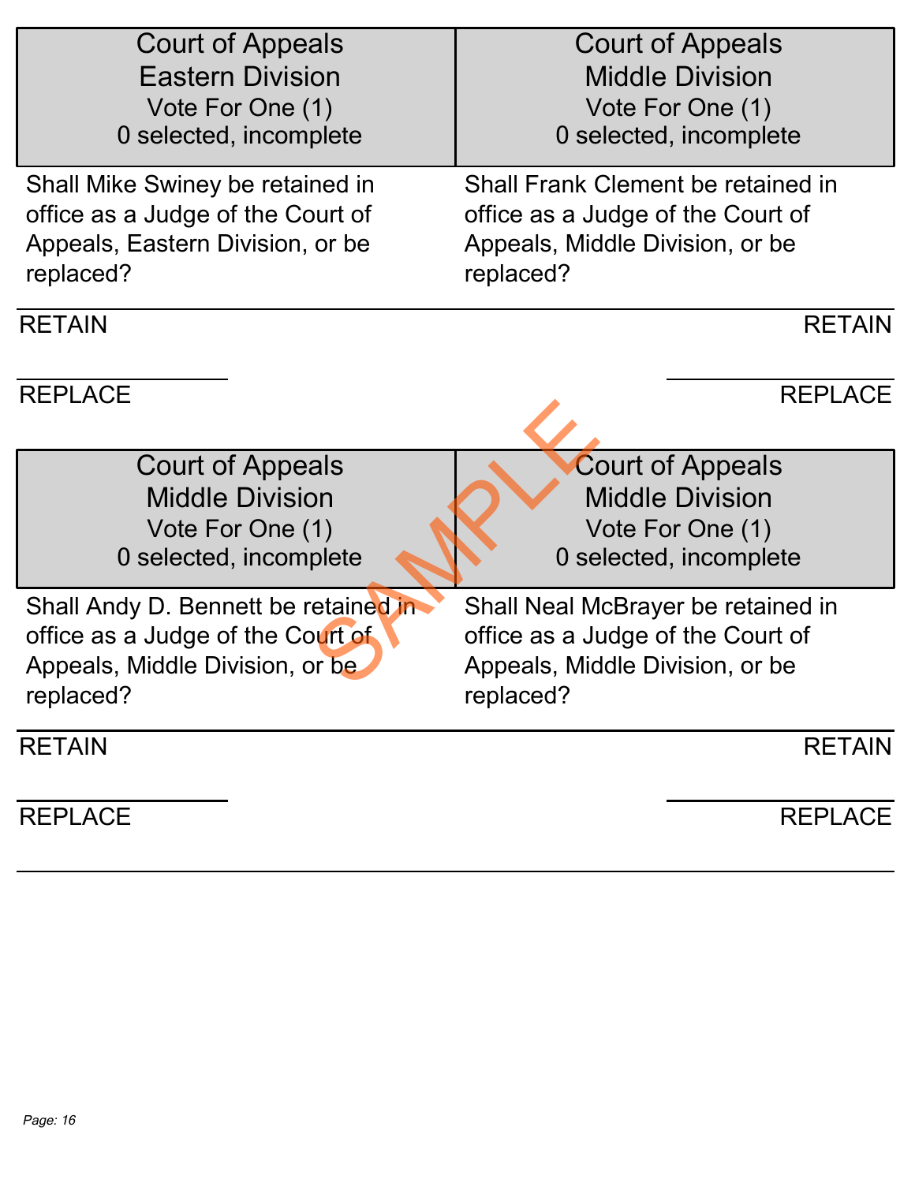## Court of Appeals
## Eastern Division

Vote For One (1)

0 selected, incomplete

Shall Mike Swiney be retained in office as a Judge of the Court of Appeals, Eastern Division, or be replaced?

RETAIN

REPLACE

## Court of Appeals
## Middle Division

Vote For One (1)

0 selected, incomplete

Shall Frank Clement be retained in office as a Judge of the Court of Appeals, Middle Division, or be replaced?

RETAIN

REPLACE

## Court of Appeals
## Middle Division

Vote For One (1)

0 selected, incomplete

Shall Andy D. Bennett be retained in office as a Judge of the Court of Appeals, Middle Division, or be replaced?

RETAIN

REPLACE

## Court of Appeals
## Middle Division

Vote For One (1)

0 selected, incomplete

Shall Neal McBrayer be retained in office as a Judge of the Court of Appeals, Middle Division, or be replaced?

RETAIN

REPLACE

SAMPLE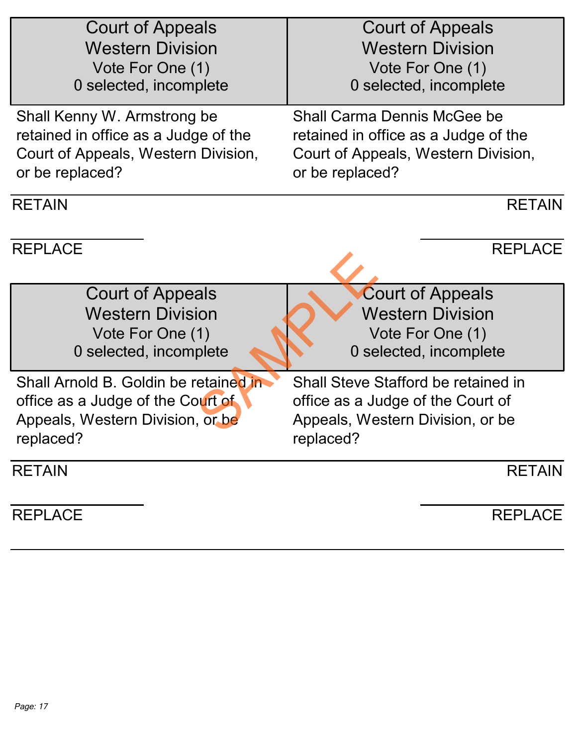## Court of Appeals Western Division

Vote For One (1)

0 selected, incomplete

Shall Kenny W. Armstrong be retained in office as a Judge of the Court of Appeals, Western Division, or be replaced?

RETAIN

REPLACE

## Court of Appeals Western Division

Vote For One (1)

0 selected, incomplete

Shall Carma Dennis McGee be retained in office as a Judge of the Court of Appeals, Western Division, or be replaced?

RETAIN

REPLACE

## Court of Appeals Western Division

Vote For One (1)

0 selected, incomplete

Shall Arnold B. Goldin be retained in office as a Judge of the Court of Appeals, Western Division, or be replaced?

RETAIN

REPLACE

## Court of Appeals Western Division

Vote For One (1)

0 selected, incomplete

Shall Steve Stafford be retained in office as a Judge of the Court of Appeals, Western Division, or be replaced?

RETAIN

REPLACE

SAMPLE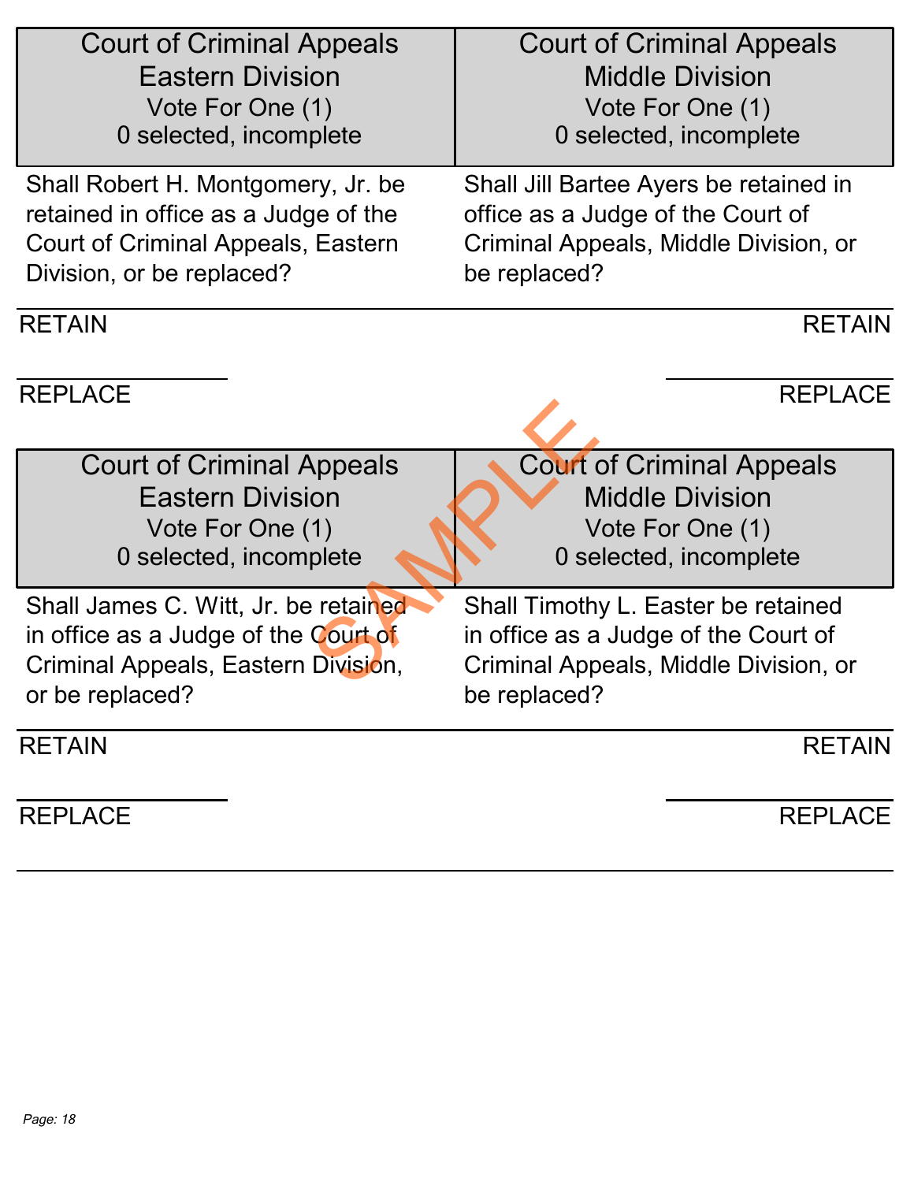### Court of Criminal Appeals Eastern Division

Vote For One (1)

0 selected, incomplete

Shall Robert H. Montgomery, Jr. be retained in office as a Judge of the Court of Criminal Appeals, Eastern Division, or be replaced?

RETAIN

REPLACE

### Court of Criminal Appeals Middle Division

Vote For One (1)

0 selected, incomplete

Shall Jill Bartee Ayers be retained in office as a Judge of the Court of Criminal Appeals, Middle Division, or be replaced?

RETAIN

REPLACE

### Court of Criminal Appeals Eastern Division

Vote For One (1)

0 selected, incomplete

Shall James C. Witt, Jr. be retained in office as a Judge of the Court of Criminal Appeals, Eastern Division, or be replaced?

RETAIN

REPLACE

### Court of Criminal Appeals Middle Division

Vote For One (1)

0 selected, incomplete

Shall Timothy L. Easter be retained in office as a Judge of the Court of Criminal Appeals, Middle Division, or be replaced?

RETAIN

REPLACE

SAMPLE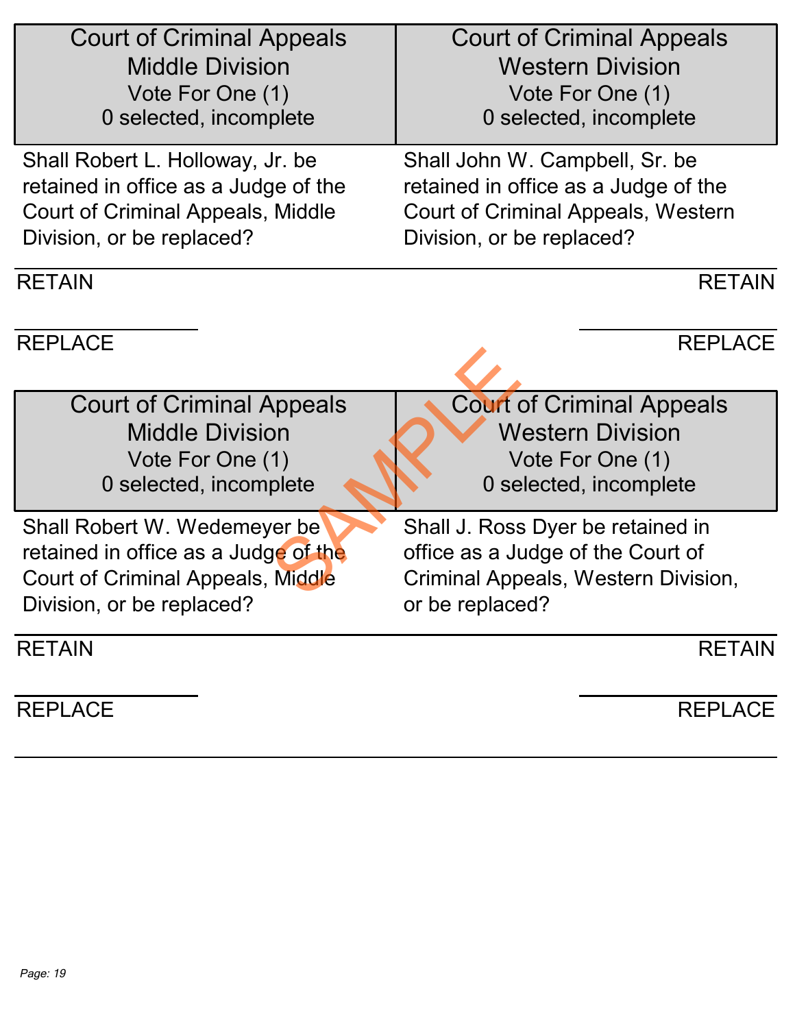## Court of Criminal Appeals Middle Division

Vote For One (1)

0 selected, incomplete

Shall Robert L. Holloway, Jr. be retained in office as a Judge of the Court of Criminal Appeals, Middle Division, or be replaced?

RETAIN

REPLACE

## Court of Criminal Appeals Western Division

Vote For One (1)

0 selected, incomplete

Shall John W. Campbell, Sr. be retained in office as a Judge of the Court of Criminal Appeals, Western Division, or be replaced?

RETAIN

REPLACE

## Court of Criminal Appeals Middle Division

Vote For One (1)

0 selected, incomplete

Shall Robert W. Wedemeyer be retained in office as a Judge of the Court of Criminal Appeals, Middle Division, or be replaced?

RETAIN

REPLACE

## Court of Criminal Appeals Western Division

Vote For One (1)

0 selected, incomplete

Shall J. Ross Dyer be retained in office as a Judge of the Court of Criminal Appeals, Western Division, or be replaced?

RETAIN

REPLACE

SAMPLE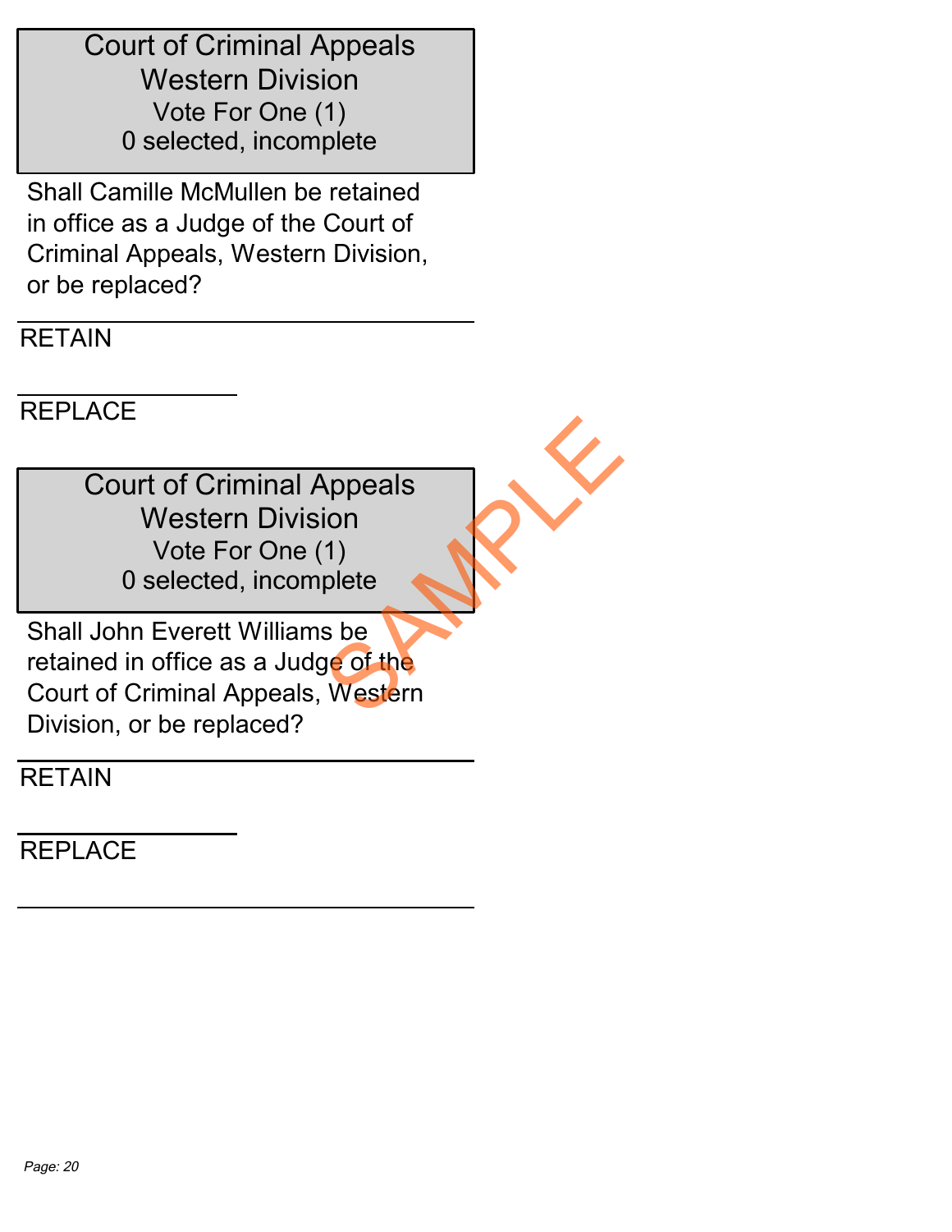## Court of Criminal Appeals Western Division

Vote For One (1)

0 selected, incomplete

Shall Camille McMullen be retained in office as a Judge of the Court of Criminal Appeals, Western Division, or be replaced?

RETAIN

REPLACE

## Court of Criminal Appeals Western Division

Vote For One (1)

0 selected, incomplete

Shall John Everett Williams be retained in office as a Judge of the Court of Criminal Appeals, Western Division, or be replaced?

RETAIN

REPLACE

SAMPLE